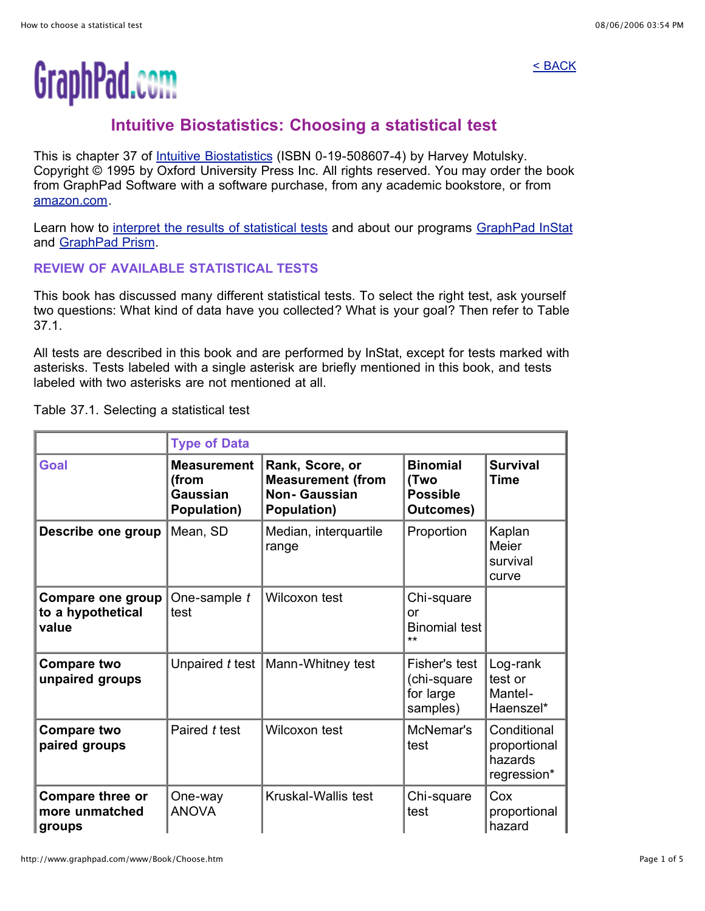GraphPad.com

< BACK

# Intuitive Biostatistics: Choosing a statistical test

This is chapter 37 of Intuitive Biostatistics (ISBN 0-19-508607-4) by Harvey Motulsky. Copyright © 1995 by Oxford University Press Inc. All rights reserved. You may order the book from GraphPad Software with a software purchase, from any academic bookstore, or from amazon.com.

Learn how to interpret the results of statistical tests and about our programs GraphPad InStat and GraphPad Prism.

## REVIEW OF AVAILABLE STATISTICAL TESTS

This book has discussed many different statistical tests. To select the right test, ask yourself two questions: What kind of data have you collected? What is your goal? Then refer to Table 37.1.

All tests are described in this book and are performed by InStat, except for tests marked with asterisks. Tests labeled with a single asterisk are briefly mentioned in this book, and tests labeled with two asterisks are not mentioned at all.

Table 37.1. Selecting a statistical test

| | Type of Data | | | |
|---|---|---|---|---|
| **Goal** | **Measurement (from Gaussian Population)** | **Rank, Score, or Measurement (from Non- Gaussian Population)** | **Binomial (Two Possible Outcomes)** | **Survival Time** |
| **Describe one group** | Mean, SD | Median, interquartile range | Proportion | Kaplan Meier survival curve |
| **Compare one group to a hypothetical value** | One-sample *t* test | Wilcoxon test | Chi-square or Binomial test ** | |
| **Compare two unpaired groups** | Unpaired *t* test | Mann-Whitney test | Fisher's test (chi-square for large samples) | Log-rank test or Mantel-Haenszel* |
| **Compare two paired groups** | Paired *t* test | Wilcoxon test | McNemar's test | Conditional proportional hazards regression* |
| **Compare three or more unmatched groups** | One-way ANOVA | Kruskal-Wallis test | Chi-square test | Cox proportional hazard |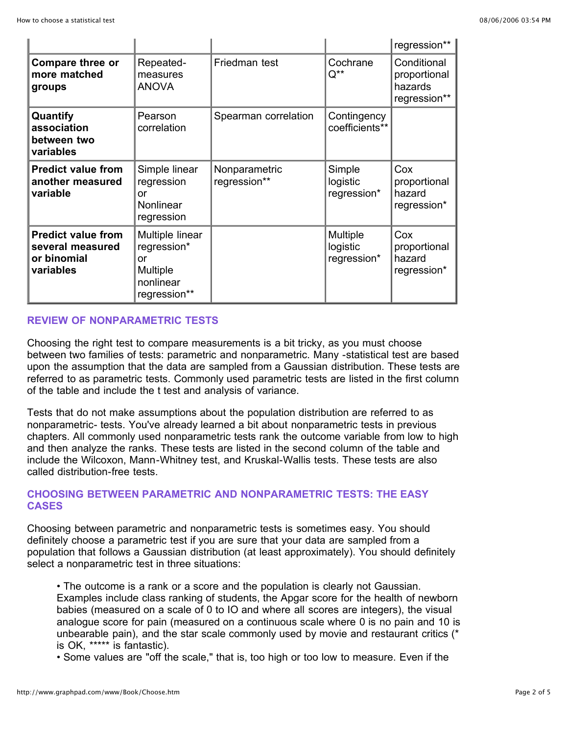| | | | | |
|---|---|---|---|---|
| | | | | regression** |
| **Compare three or more matched groups** | Repeated-measures ANOVA | Friedman test | Cochrane Q** | Conditional proportional hazards regression** |
| **Quantify association between two variables** | Pearson correlation | Spearman correlation | Contingency coefficients** | |
| **Predict value from another measured variable** | Simple linear regression or Nonlinear regression | Nonparametric regression** | Simple logistic regression* | Cox proportional hazard regression* |
| **Predict value from several measured or binomial variables** | Multiple linear regression* or Multiple nonlinear regression** | | Multiple logistic regression* | Cox proportional hazard regression* |

### REVIEW OF NONPARAMETRIC TESTS

Choosing the right test to compare measurements is a bit tricky, as you must choose between two families of tests: parametric and nonparametric. Many -statistical test are based upon the assumption that the data are sampled from a Gaussian distribution. These tests are referred to as parametric tests. Commonly used parametric tests are listed in the first column of the table and include the t test and analysis of variance.

Tests that do not make assumptions about the population distribution are referred to as nonparametric- tests. You've already learned a bit about nonparametric tests in previous chapters. All commonly used nonparametric tests rank the outcome variable from low to high and then analyze the ranks. These tests are listed in the second column of the table and include the Wilcoxon, Mann-Whitney test, and Kruskal-Wallis tests. These tests are also called distribution-free tests.

### CHOOSING BETWEEN PARAMETRIC AND NONPARAMETRIC TESTS: THE EASY CASES

Choosing between parametric and nonparametric tests is sometimes easy. You should definitely choose a parametric test if you are sure that your data are sampled from a population that follows a Gaussian distribution (at least approximately). You should definitely select a nonparametric test in three situations:

- The outcome is a rank or a score and the population is clearly not Gaussian. Examples include class ranking of students, the Apgar score for the health of newborn babies (measured on a scale of 0 to IO and where all scores are integers), the visual analogue score for pain (measured on a continuous scale where 0 is no pain and 10 is unbearable pain), and the star scale commonly used by movie and restaurant critics (* is OK, ***** is fantastic).
- Some values are "off the scale," that is, too high or too low to measure. Even if the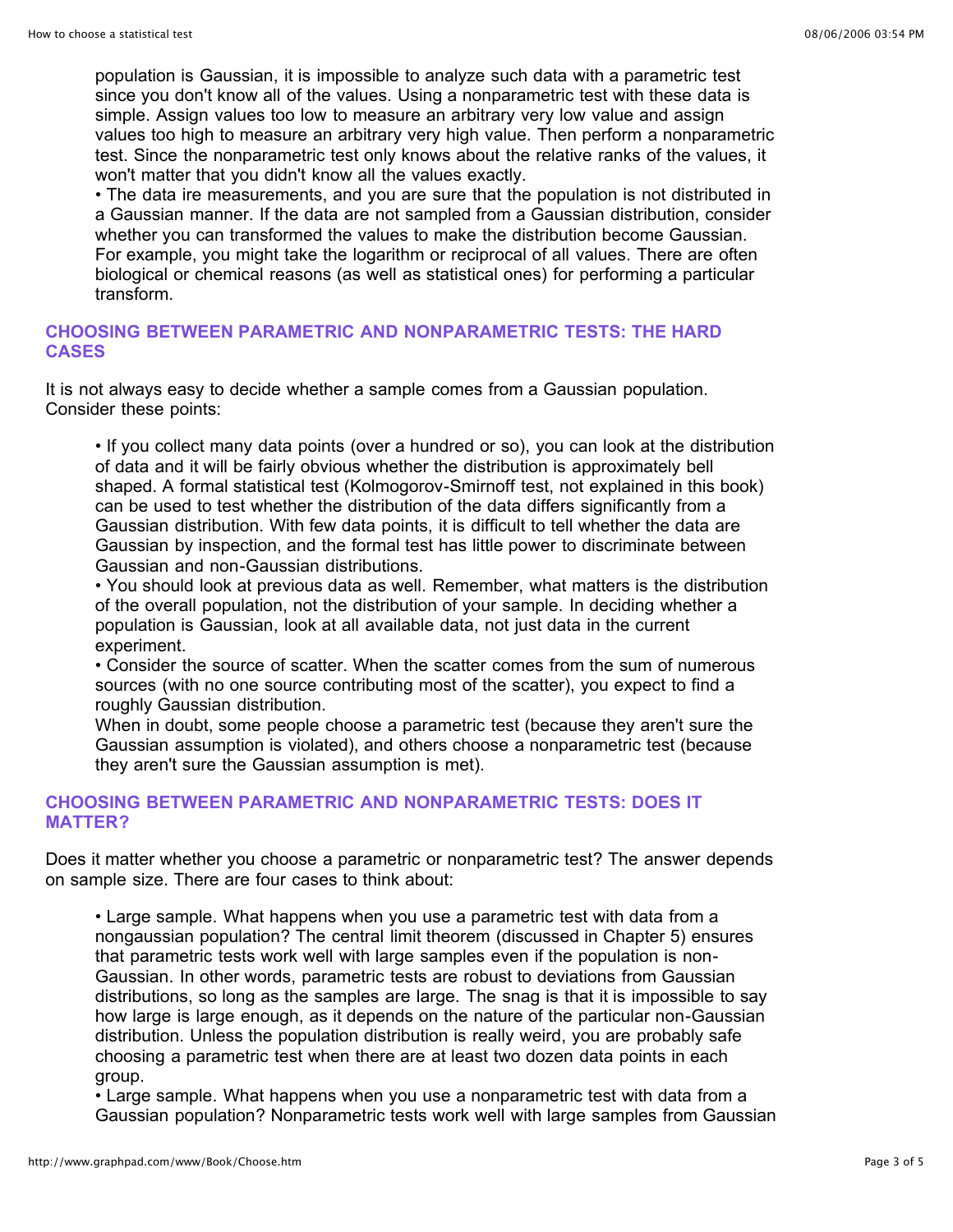population is Gaussian, it is impossible to analyze such data with a parametric test since you don't know all of the values. Using a nonparametric test with these data is simple. Assign values too low to measure an arbitrary very low value and assign values too high to measure an arbitrary very high value. Then perform a nonparametric test. Since the nonparametric test only knows about the relative ranks of the values, it won't matter that you didn't know all the values exactly.

- The data ire measurements, and you are sure that the population is not distributed in a Gaussian manner. If the data are not sampled from a Gaussian distribution, consider whether you can transformed the values to make the distribution become Gaussian. For example, you might take the logarithm or reciprocal of all values. There are often biological or chemical reasons (as well as statistical ones) for performing a particular transform.

## CHOOSING BETWEEN PARAMETRIC AND NONPARAMETRIC TESTS: THE HARD CASES

It is not always easy to decide whether a sample comes from a Gaussian population. Consider these points:

- If you collect many data points (over a hundred or so), you can look at the distribution of data and it will be fairly obvious whether the distribution is approximately bell shaped. A formal statistical test (Kolmogorov-Smirnoff test, not explained in this book) can be used to test whether the distribution of the data differs significantly from a Gaussian distribution. With few data points, it is difficult to tell whether the data are Gaussian by inspection, and the formal test has little power to discriminate between Gaussian and non-Gaussian distributions.
- You should look at previous data as well. Remember, what matters is the distribution of the overall population, not the distribution of your sample. In deciding whether a population is Gaussian, look at all available data, not just data in the current experiment.
- Consider the source of scatter. When the scatter comes from the sum of numerous sources (with no one source contributing most of the scatter), you expect to find a roughly Gaussian distribution.

When in doubt, some people choose a parametric test (because they aren't sure the Gaussian assumption is violated), and others choose a nonparametric test (because they aren't sure the Gaussian assumption is met).

## CHOOSING BETWEEN PARAMETRIC AND NONPARAMETRIC TESTS: DOES IT MATTER?

Does it matter whether you choose a parametric or nonparametric test? The answer depends on sample size. There are four cases to think about:

- Large sample. What happens when you use a parametric test with data from a nongaussian population? The central limit theorem (discussed in Chapter 5) ensures that parametric tests work well with large samples even if the population is non-Gaussian. In other words, parametric tests are robust to deviations from Gaussian distributions, so long as the samples are large. The snag is that it is impossible to say how large is large enough, as it depends on the nature of the particular non-Gaussian distribution. Unless the population distribution is really weird, you are probably safe choosing a parametric test when there are at least two dozen data points in each group.
- Large sample. What happens when you use a nonparametric test with data from a Gaussian population? Nonparametric tests work well with large samples from Gaussian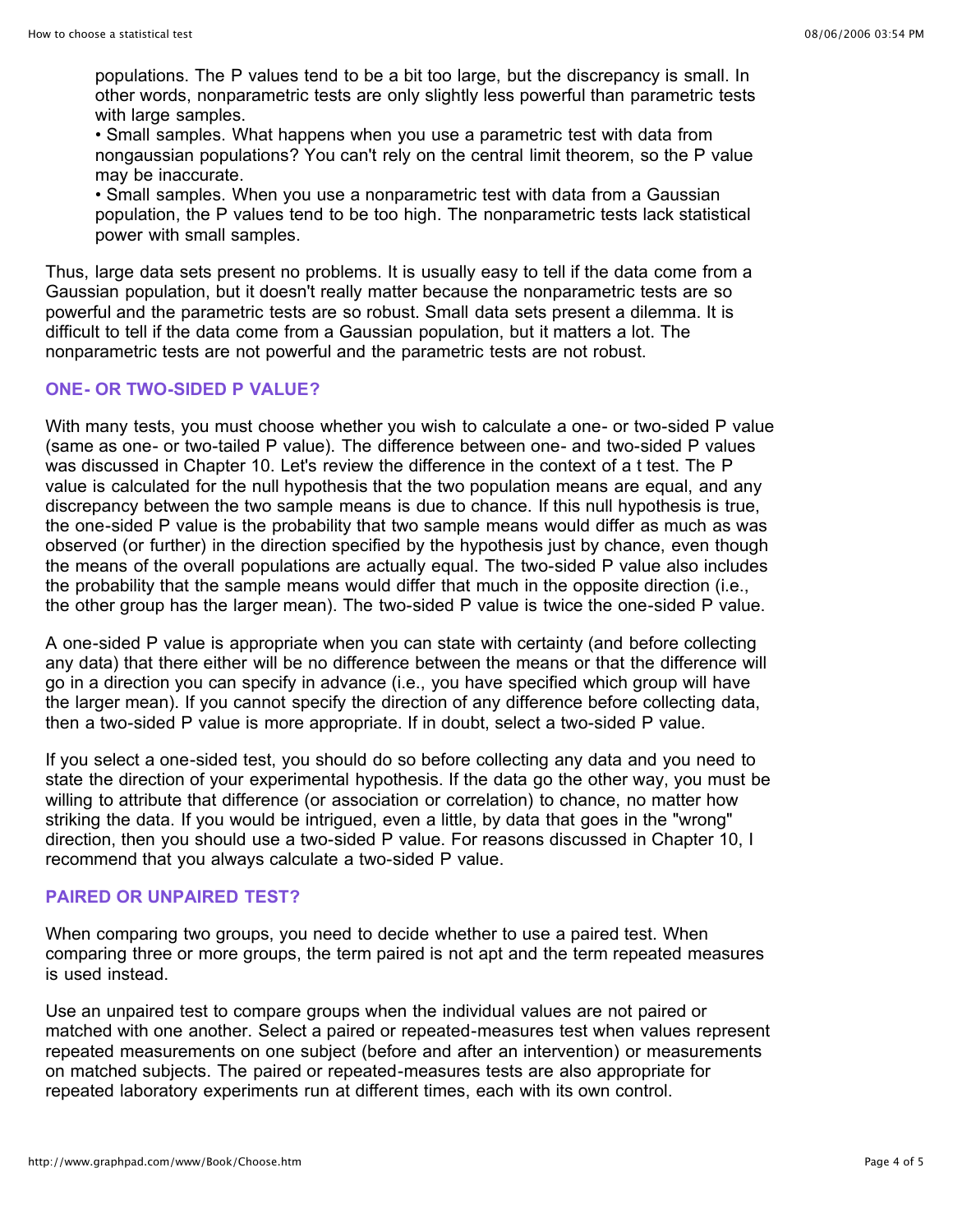populations. The P values tend to be a bit too large, but the discrepancy is small. In other words, nonparametric tests are only slightly less powerful than parametric tests with large samples.

- Small samples. What happens when you use a parametric test with data from nongaussian populations? You can't rely on the central limit theorem, so the P value may be inaccurate.
- Small samples. When you use a nonparametric test with data from a Gaussian population, the P values tend to be too high. The nonparametric tests lack statistical power with small samples.

Thus, large data sets present no problems. It is usually easy to tell if the data come from a Gaussian population, but it doesn't really matter because the nonparametric tests are so powerful and the parametric tests are so robust. Small data sets present a dilemma. It is difficult to tell if the data come from a Gaussian population, but it matters a lot. The nonparametric tests are not powerful and the parametric tests are not robust.

### ONE- OR TWO-SIDED P VALUE?

With many tests, you must choose whether you wish to calculate a one- or two-sided P value (same as one- or two-tailed P value). The difference between one- and two-sided P values was discussed in Chapter 10. Let's review the difference in the context of a t test. The P value is calculated for the null hypothesis that the two population means are equal, and any discrepancy between the two sample means is due to chance. If this null hypothesis is true, the one-sided P value is the probability that two sample means would differ as much as was observed (or further) in the direction specified by the hypothesis just by chance, even though the means of the overall populations are actually equal. The two-sided P value also includes the probability that the sample means would differ that much in the opposite direction (i.e., the other group has the larger mean). The two-sided P value is twice the one-sided P value.

A one-sided P value is appropriate when you can state with certainty (and before collecting any data) that there either will be no difference between the means or that the difference will go in a direction you can specify in advance (i.e., you have specified which group will have the larger mean). If you cannot specify the direction of any difference before collecting data, then a two-sided P value is more appropriate. If in doubt, select a two-sided P value.

If you select a one-sided test, you should do so before collecting any data and you need to state the direction of your experimental hypothesis. If the data go the other way, you must be willing to attribute that difference (or association or correlation) to chance, no matter how striking the data. If you would be intrigued, even a little, by data that goes in the "wrong" direction, then you should use a two-sided P value. For reasons discussed in Chapter 10, I recommend that you always calculate a two-sided P value.

### PAIRED OR UNPAIRED TEST?

When comparing two groups, you need to decide whether to use a paired test. When comparing three or more groups, the term paired is not apt and the term repeated measures is used instead.

Use an unpaired test to compare groups when the individual values are not paired or matched with one another. Select a paired or repeated-measures test when values represent repeated measurements on one subject (before and after an intervention) or measurements on matched subjects. The paired or repeated-measures tests are also appropriate for repeated laboratory experiments run at different times, each with its own control.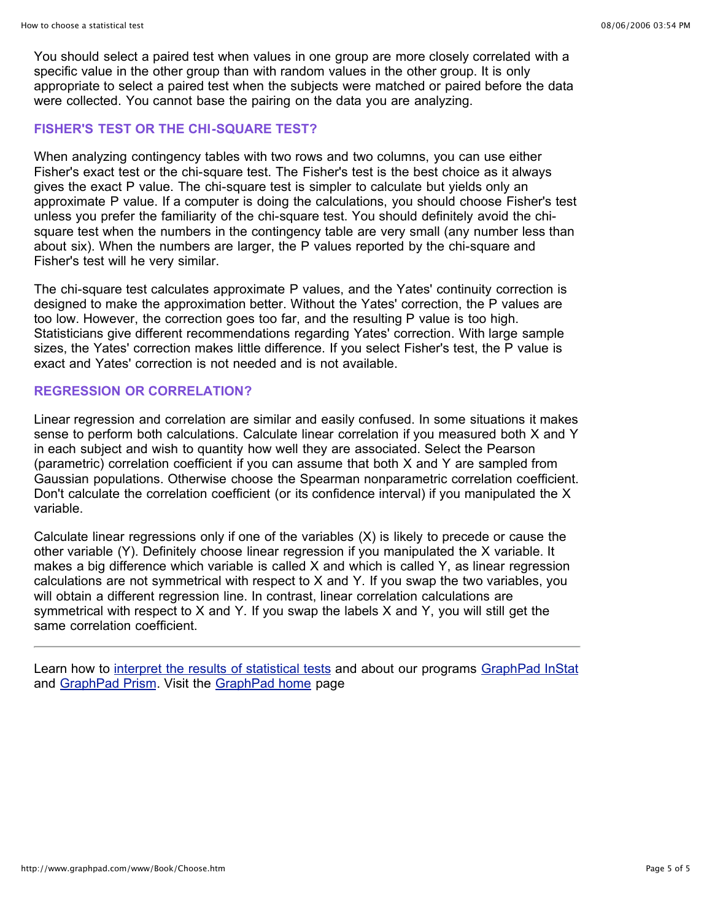You should select a paired test when values in one group are more closely correlated with a specific value in the other group than with random values in the other group. It is only appropriate to select a paired test when the subjects were matched or paired before the data were collected. You cannot base the pairing on the data you are analyzing.

### FISHER'S TEST OR THE CHI-SQUARE TEST?

When analyzing contingency tables with two rows and two columns, you can use either Fisher's exact test or the chi-square test. The Fisher's test is the best choice as it always gives the exact P value. The chi-square test is simpler to calculate but yields only an approximate P value. If a computer is doing the calculations, you should choose Fisher's test unless you prefer the familiarity of the chi-square test. You should definitely avoid the chi-square test when the numbers in the contingency table are very small (any number less than about six). When the numbers are larger, the P values reported by the chi-square and Fisher's test will he very similar.

The chi-square test calculates approximate P values, and the Yates' continuity correction is designed to make the approximation better. Without the Yates' correction, the P values are too low. However, the correction goes too far, and the resulting P value is too high. Statisticians give different recommendations regarding Yates' correction. With large sample sizes, the Yates' correction makes little difference. If you select Fisher's test, the P value is exact and Yates' correction is not needed and is not available.

### REGRESSION OR CORRELATION?

Linear regression and correlation are similar and easily confused. In some situations it makes sense to perform both calculations. Calculate linear correlation if you measured both X and Y in each subject and wish to quantity how well they are associated. Select the Pearson (parametric) correlation coefficient if you can assume that both X and Y are sampled from Gaussian populations. Otherwise choose the Spearman nonparametric correlation coefficient. Don't calculate the correlation coefficient (or its confidence interval) if you manipulated the X variable.

Calculate linear regressions only if one of the variables (X) is likely to precede or cause the other variable (Y). Definitely choose linear regression if you manipulated the X variable. It makes a big difference which variable is called X and which is called Y, as linear regression calculations are not symmetrical with respect to X and Y. If you swap the two variables, you will obtain a different regression line. In contrast, linear correlation calculations are symmetrical with respect to X and Y. If you swap the labels X and Y, you will still get the same correlation coefficient.

---

Learn how to [interpret the results of statistical tests]() and about our programs [GraphPad InStat]() and [GraphPad Prism](). Visit the [GraphPad home]() page